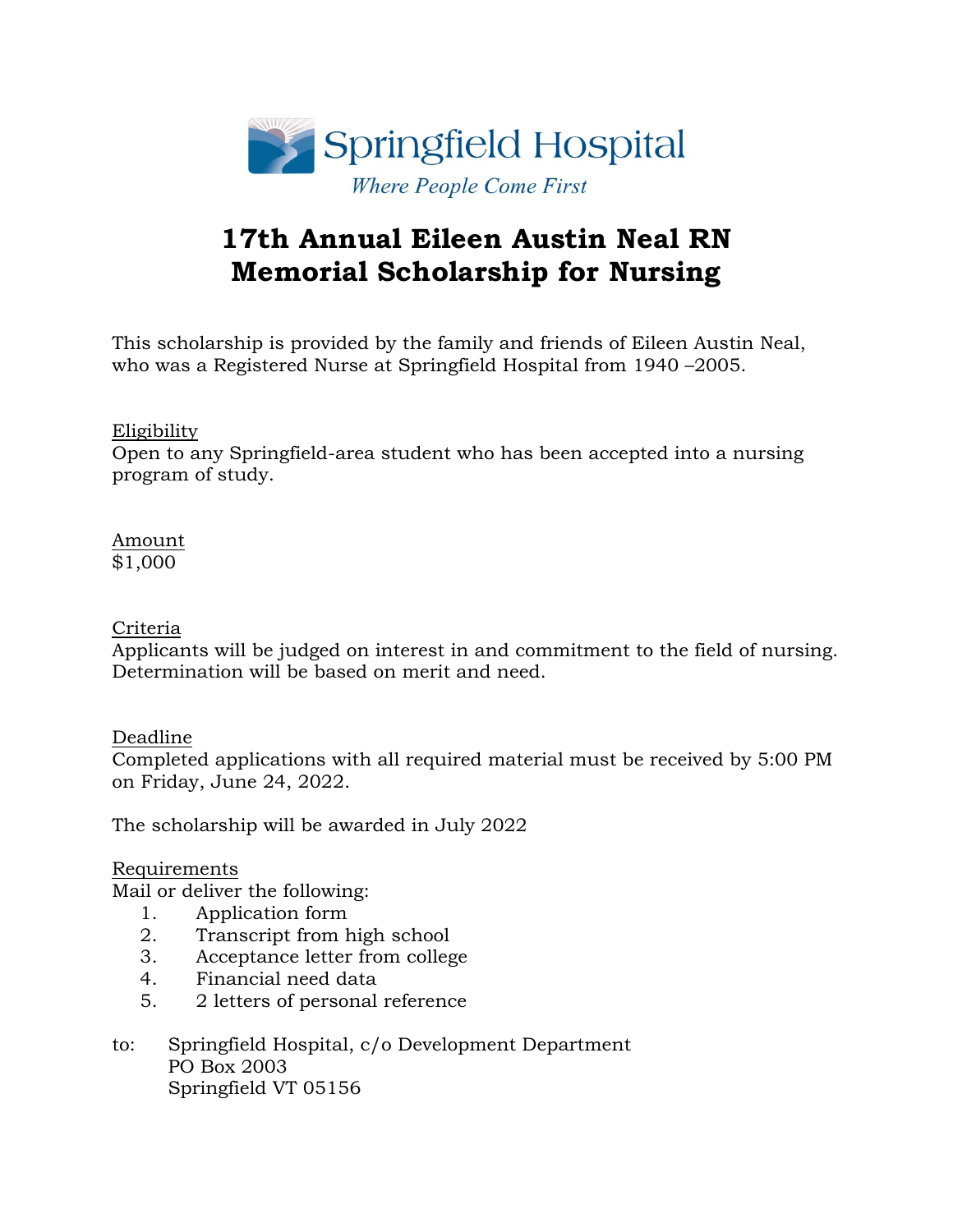Springfield Hospital

*Where People Come First*

# 17th Annual Eileen Austin Neal RN Memorial Scholarship for Nursing

This scholarship is provided by the family and friends of Eileen Austin Neal, who was a Registered Nurse at Springfield Hospital from 1940 –2005.

Eligibility

Open to any Springfield-area student who has been accepted into a nursing program of study.

Amount

$1,000

Criteria

Applicants will be judged on interest in and commitment to the field of nursing. Determination will be based on merit and need.

Deadline

Completed applications with all required material must be received by 5:00 PM on Friday, June 24, 2022.

The scholarship will be awarded in July 2022

Requirements

Mail or deliver the following:

1. Application form
2. Transcript from high school
3. Acceptance letter from college
4. Financial need data
5. 2 letters of personal reference

to: Springfield Hospital, c/o Development Department
PO Box 2003
Springfield VT 05156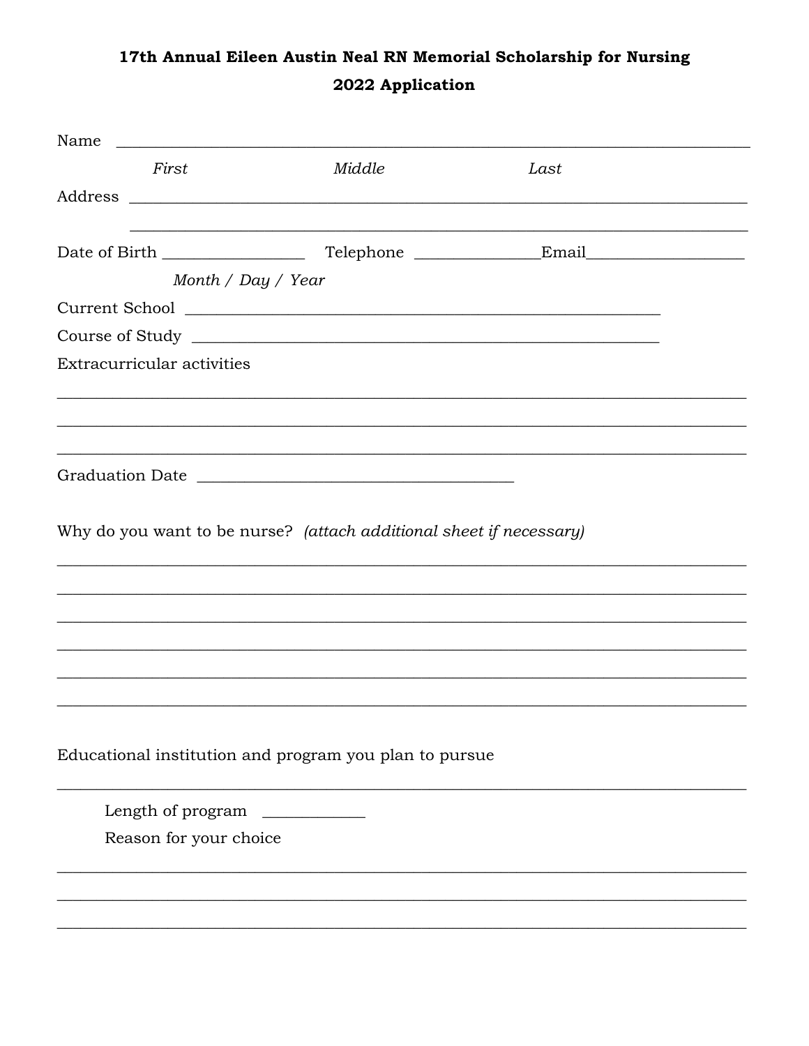**17th Annual Eileen Austin Neal RN Memorial Scholarship for Nursing**

**2022 Application**

Name ______________________________________________________________________________

*First* *Middle* *Last*

Address ____________________________________________________________________________

___________________________________________________________________________________

Date of Birth _________________ Telephone _______________Email___________________

*Month / Day / Year*

Current School _______________________________________________________________

Course of Study _______________________________________________________________

Extracurricular activities

___________________________________________________________________________________

___________________________________________________________________________________

___________________________________________________________________________________

Graduation Date _______________________________________

Why do you want to be nurse? *(attach additional sheet if necessary)*

___________________________________________________________________________________

___________________________________________________________________________________

___________________________________________________________________________________

___________________________________________________________________________________

___________________________________________________________________________________

___________________________________________________________________________________

Educational institution and program you plan to pursue

___________________________________________________________________________________

Length of program ____________

Reason for your choice

___________________________________________________________________________________

___________________________________________________________________________________

___________________________________________________________________________________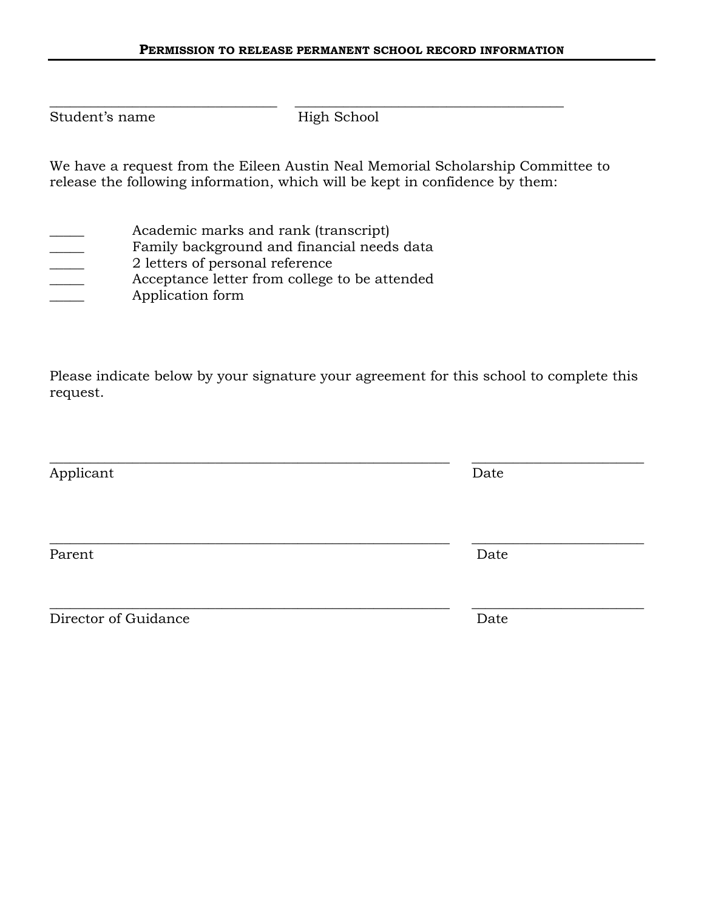## Permission to release permanent school record information

_______________________________ _____________________________________

Student's name High School

We have a request from the Eileen Austin Neal Memorial Scholarship Committee to release the following information, which will be kept in confidence by them:

_____ Academic marks and rank (transcript)
_____ Family background and financial needs data
_____ 2 letters of personal reference
_____ Acceptance letter from college to be attended
_____ Application form

Please indicate below by your signature your agreement for this school to complete this request.

_______________________________________________________ _______________________

Applicant Date

_______________________________________________________ _______________________

Parent Date

_______________________________________________________ _______________________

Director of Guidance Date